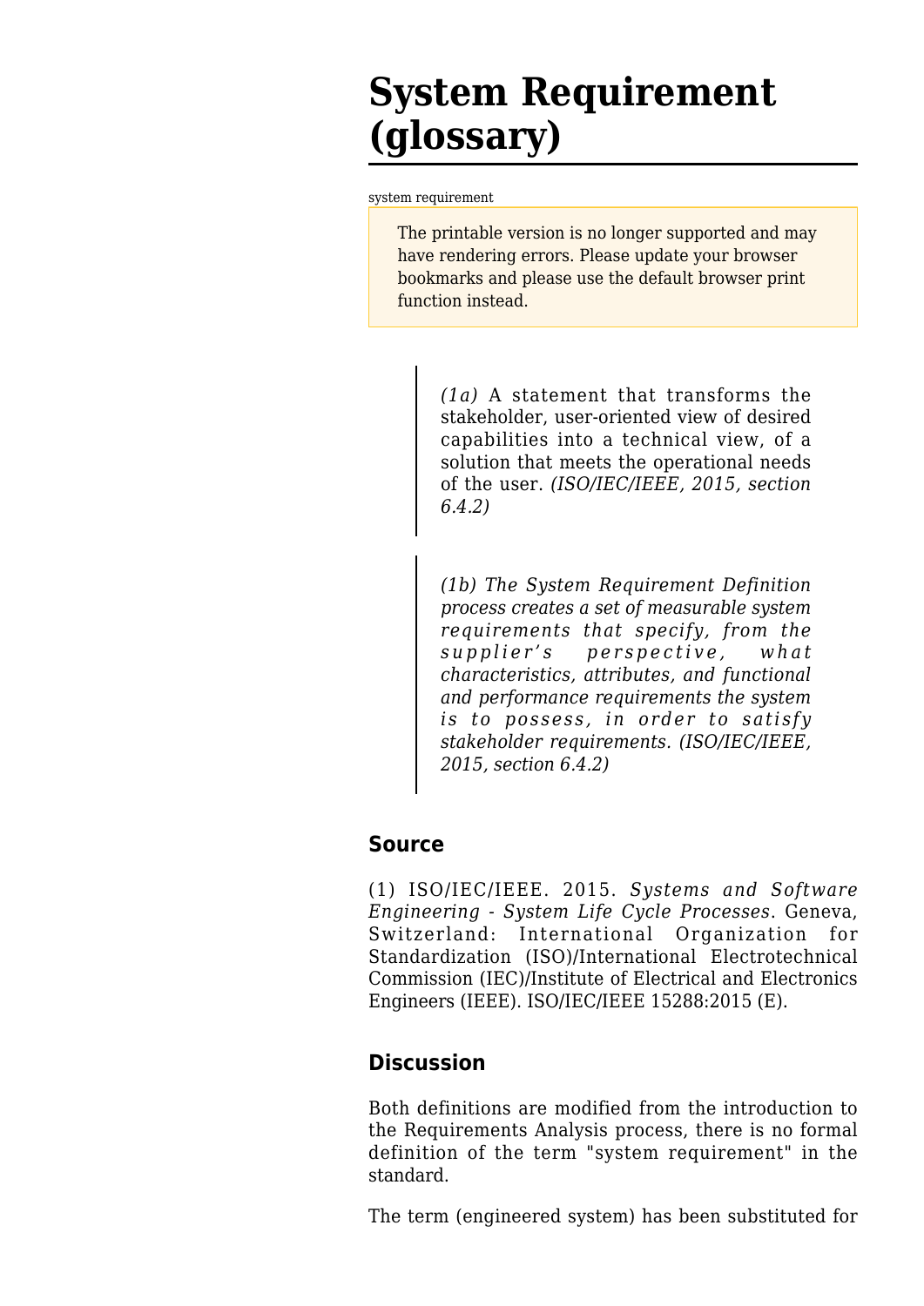# System Requirement (glossary)

system requirement

> The printable version is no longer supported and may have rendering errors. Please update your browser bookmarks and please use the default browser print function instead.

> *(1a)* A statement that transforms the stakeholder, user-oriented view of desired capabilities into a technical view, of a solution that meets the operational needs of the user. *(ISO/IEC/IEEE, 2015, section 6.4.2)*

> *(1b) The System Requirement Definition process creates a set of measurable system requirements that specify, from the supplier's perspective, what characteristics, attributes, and functional and performance requirements the system is to possess, in order to satisfy stakeholder requirements. (ISO/IEC/IEEE, 2015, section 6.4.2)*

## Source

(1) ISO/IEC/IEEE. 2015. *Systems and Software Engineering - System Life Cycle Processes*. Geneva, Switzerland: International Organization for Standardization (ISO)/International Electrotechnical Commission (IEC)/Institute of Electrical and Electronics Engineers (IEEE). ISO/IEC/IEEE 15288:2015 (E).

## Discussion

Both definitions are modified from the introduction to the Requirements Analysis process, there is no formal definition of the term "system requirement" in the standard.

The term (engineered system) has been substituted for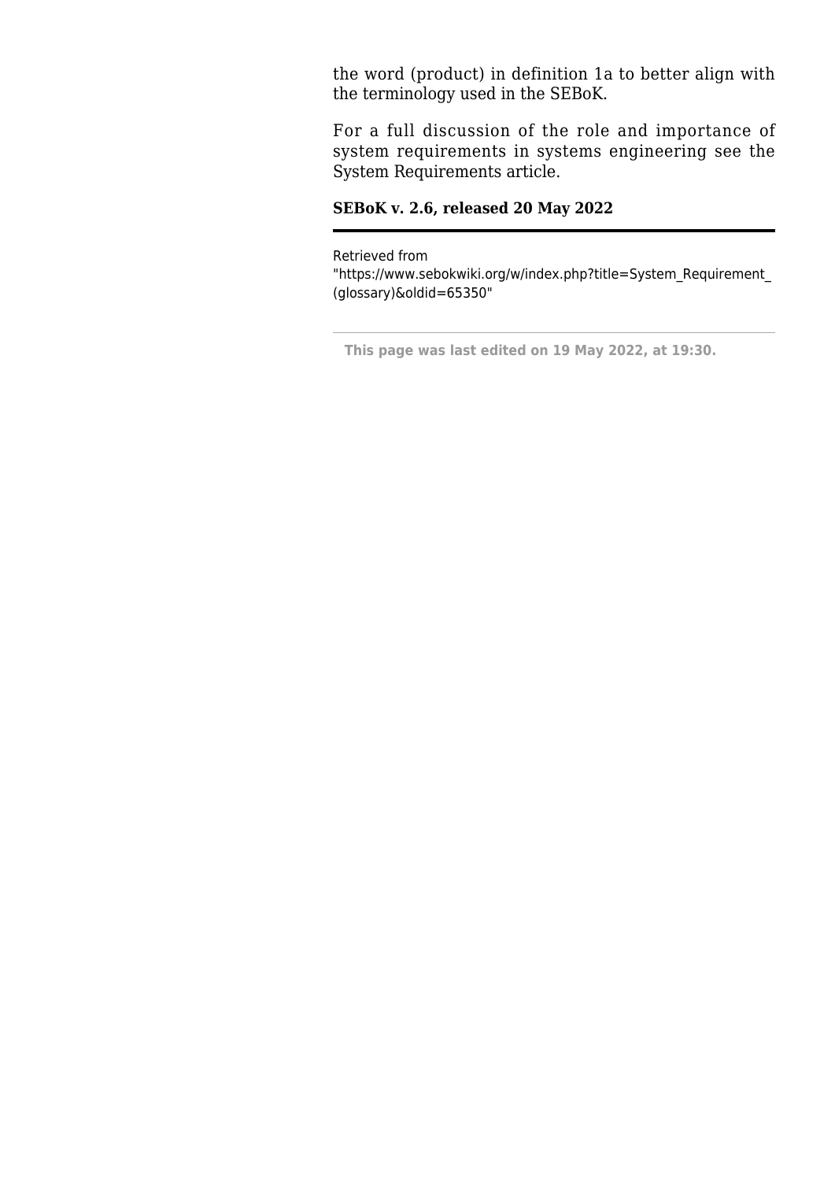the word (product) in definition 1a to better align with the terminology used in the SEBoK.

For a full discussion of the role and importance of system requirements in systems engineering see the System Requirements article.

**SEBoK v. 2.6, released 20 May 2022**

Retrieved from "https://www.sebokwiki.org/w/index.php?title=System_Requirement_(glossary)&oldid=65350"

This page was last edited on 19 May 2022, at 19:30.